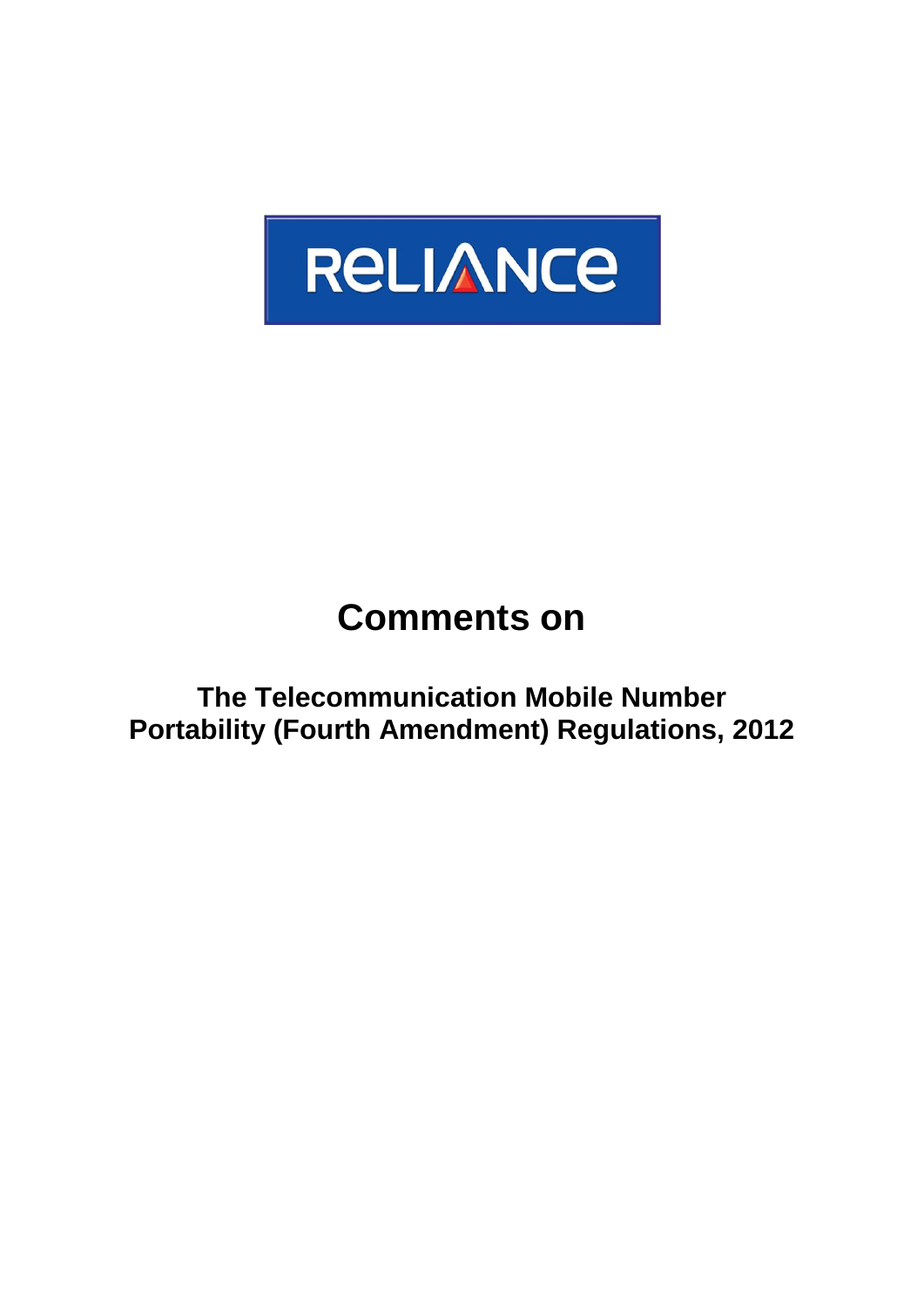RELIANCE

# Comments on

## The Telecommunication Mobile Number Portability (Fourth Amendment) Regulations, 2012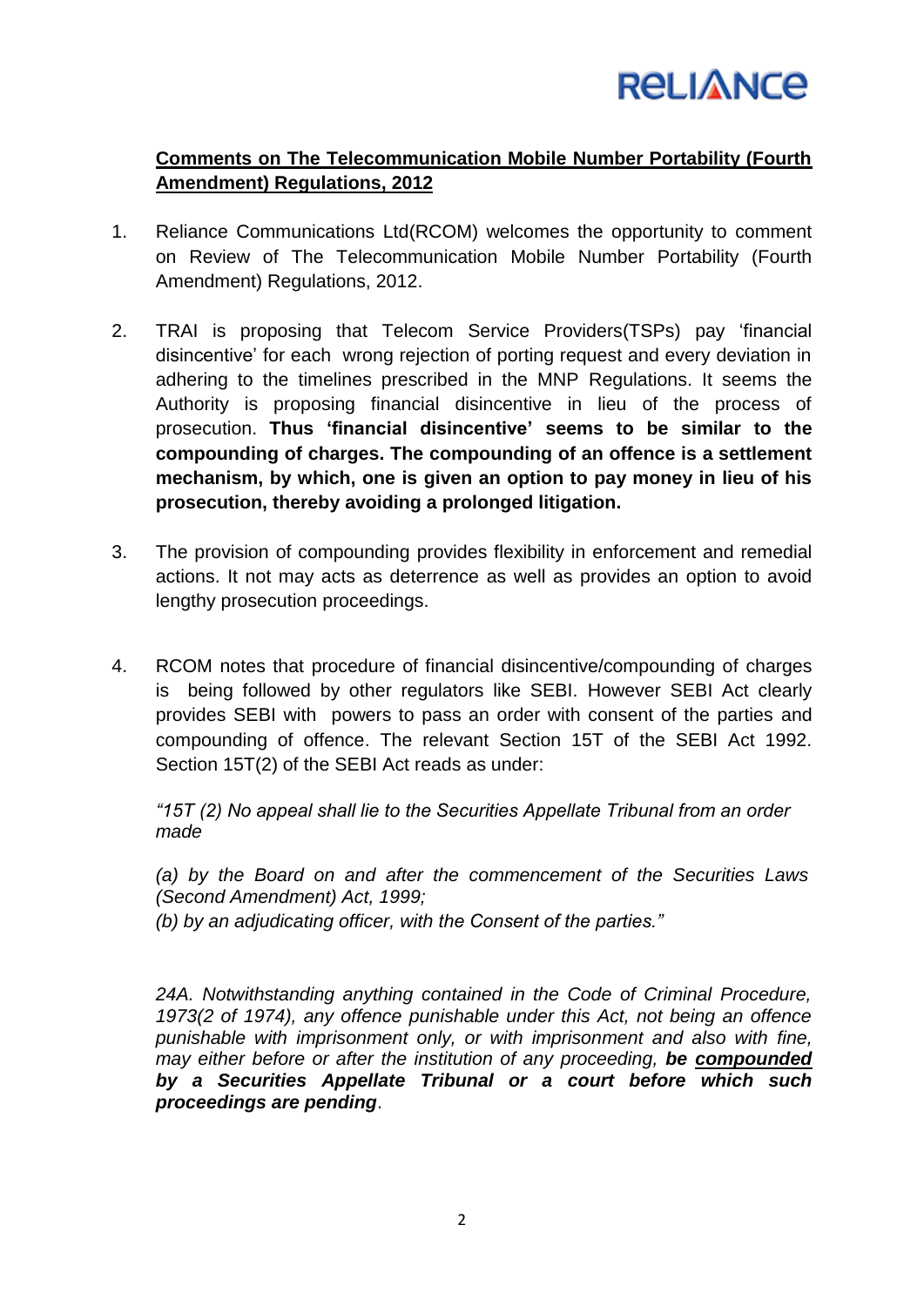**Comments on The Telecommunication Mobile Number Portability (Fourth Amendment) Regulations, 2012**

1. Reliance Communications Ltd(RCOM) welcomes the opportunity to comment on Review of The Telecommunication Mobile Number Portability (Fourth Amendment) Regulations, 2012.

2. TRAI is proposing that Telecom Service Providers(TSPs) pay 'financial disincentive' for each wrong rejection of porting request and every deviation in adhering to the timelines prescribed in the MNP Regulations. It seems the Authority is proposing financial disincentive in lieu of the process of prosecution. **Thus 'financial disincentive' seems to be similar to the compounding of charges. The compounding of an offence is a settlement mechanism, by which, one is given an option to pay money in lieu of his prosecution, thereby avoiding a prolonged litigation.**

3. The provision of compounding provides flexibility in enforcement and remedial actions. It not may acts as deterrence as well as provides an option to avoid lengthy prosecution proceedings.

4. RCOM notes that procedure of financial disincentive/compounding of charges is being followed by other regulators like SEBI. However SEBI Act clearly provides SEBI with powers to pass an order with consent of the parties and compounding of offence. The relevant Section 15T of the SEBI Act 1992. Section 15T(2) of the SEBI Act reads as under:

   *"15T (2) No appeal shall lie to the Securities Appellate Tribunal from an order made*

   *(a) by the Board on and after the commencement of the Securities Laws (Second Amendment) Act, 1999;*
   *(b) by an adjudicating officer, with the Consent of the parties."*

   *24A. Notwithstanding anything contained in the Code of Criminal Procedure, 1973(2 of 1974), any offence punishable under this Act, not being an offence punishable with imprisonment only, or with imprisonment and also with fine, may either before or after the institution of any proceeding,* ***be compounded by a Securities Appellate Tribunal or a court before which such proceedings are pending****.*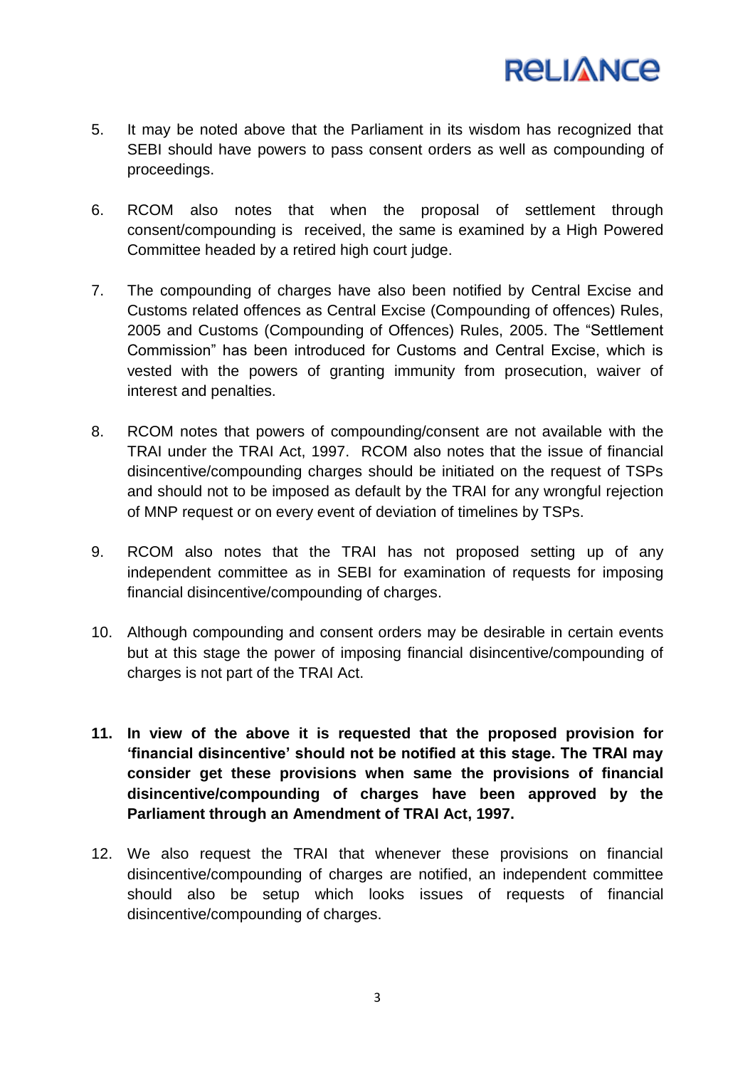5. It may be noted above that the Parliament in its wisdom has recognized that SEBI should have powers to pass consent orders as well as compounding of proceedings.

6. RCOM also notes that when the proposal of settlement through consent/compounding is received, the same is examined by a High Powered Committee headed by a retired high court judge.

7. The compounding of charges have also been notified by Central Excise and Customs related offences as Central Excise (Compounding of offences) Rules, 2005 and Customs (Compounding of Offences) Rules, 2005. The "Settlement Commission" has been introduced for Customs and Central Excise, which is vested with the powers of granting immunity from prosecution, waiver of interest and penalties.

8. RCOM notes that powers of compounding/consent are not available with the TRAI under the TRAI Act, 1997. RCOM also notes that the issue of financial disincentive/compounding charges should be initiated on the request of TSPs and should not to be imposed as default by the TRAI for any wrongful rejection of MNP request or on every event of deviation of timelines by TSPs.

9. RCOM also notes that the TRAI has not proposed setting up of any independent committee as in SEBI for examination of requests for imposing financial disincentive/compounding of charges.

10. Although compounding and consent orders may be desirable in certain events but at this stage the power of imposing financial disincentive/compounding of charges is not part of the TRAI Act.

11. **In view of the above it is requested that the proposed provision for 'financial disincentive' should not be notified at this stage. The TRAI may consider get these provisions when same the provisions of financial disincentive/compounding of charges have been approved by the Parliament through an Amendment of TRAI Act, 1997.**

12. We also request the TRAI that whenever these provisions on financial disincentive/compounding of charges are notified, an independent committee should also be setup which looks issues of requests of financial disincentive/compounding of charges.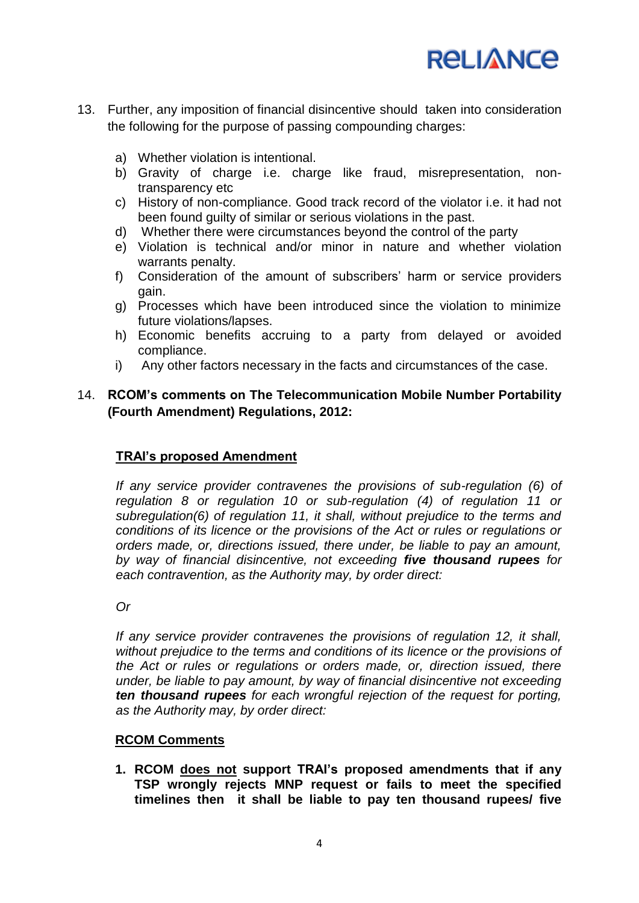13. Further, any imposition of financial disincentive should taken into consideration the following for the purpose of passing compounding charges:

    a) Whether violation is intentional.
    b) Gravity of charge i.e. charge like fraud, misrepresentation, non-transparency etc
    c) History of non-compliance. Good track record of the violator i.e. it had not been found guilty of similar or serious violations in the past.
    d) Whether there were circumstances beyond the control of the party
    e) Violation is technical and/or minor in nature and whether violation warrants penalty.
    f) Consideration of the amount of subscribers' harm or service providers gain.
    g) Processes which have been introduced since the violation to minimize future violations/lapses.
    h) Economic benefits accruing to a party from delayed or avoided compliance.
    i) Any other factors necessary in the facts and circumstances of the case.

14. **RCOM's comments on The Telecommunication Mobile Number Portability (Fourth Amendment) Regulations, 2012:**

**<u>TRAI's proposed Amendment</u>**

*If any service provider contravenes the provisions of sub-regulation (6) of regulation 8 or regulation 10 or sub-regulation (4) of regulation 11 or subregulation(6) of regulation 11, it shall, without prejudice to the terms and conditions of its licence or the provisions of the Act or rules or regulations or orders made, or, directions issued, there under, be liable to pay an amount, by way of financial disincentive, not exceeding **five thousand rupees** for each contravention, as the Authority may, by order direct:*

*Or*

*If any service provider contravenes the provisions of regulation 12, it shall, without prejudice to the terms and conditions of its licence or the provisions of the Act or rules or regulations or orders made, or, direction issued, there under, be liable to pay amount, by way of financial disincentive not exceeding **ten thousand rupees** for each wrongful rejection of the request for porting, as the Authority may, by order direct:*

**<u>RCOM Comments</u>**

1. **RCOM <u>does not</u> support TRAI's proposed amendments that if any TSP wrongly rejects MNP request or fails to meet the specified timelines then it shall be liable to pay ten thousand rupees/ five**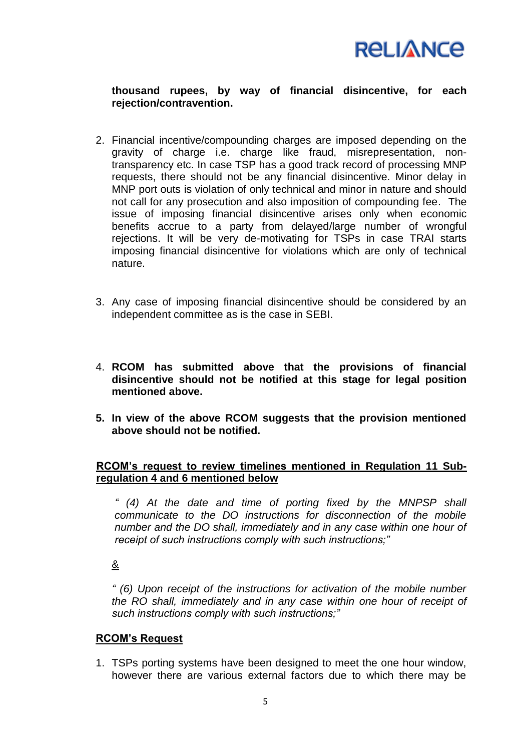**thousand rupees, by way of financial disincentive, for each rejection/contravention.**

2. Financial incentive/compounding charges are imposed depending on the gravity of charge i.e. charge like fraud, misrepresentation, non-transparency etc. In case TSP has a good track record of processing MNP requests, there should not be any financial disincentive. Minor delay in MNP port outs is violation of only technical and minor in nature and should not call for any prosecution and also imposition of compounding fee. The issue of imposing financial disincentive arises only when economic benefits accrue to a party from delayed/large number of wrongful rejections. It will be very de-motivating for TSPs in case TRAI starts imposing financial disincentive for violations which are only of technical nature.

3. Any case of imposing financial disincentive should be considered by an independent committee as is the case in SEBI.

4. **RCOM has submitted above that the provisions of financial disincentive should not be notified at this stage for legal position mentioned above.**

5. **In view of the above RCOM suggests that the provision mentioned above should not be notified.**

**<u>RCOM's request to review timelines mentioned in Regulation 11 Sub-regulation 4 and 6 mentioned below</u>**

*" (4) At the date and time of porting fixed by the MNPSP shall communicate to the DO instructions for disconnection of the mobile number and the DO shall, immediately and in any case within one hour of receipt of such instructions comply with such instructions;"*

<u>&</u>

*" (6) Upon receipt of the instructions for activation of the mobile number the RO shall, immediately and in any case within one hour of receipt of such instructions comply with such instructions;"*

**<u>RCOM's Request</u>**

1. TSPs porting systems have been designed to meet the one hour window, however there are various external factors due to which there may be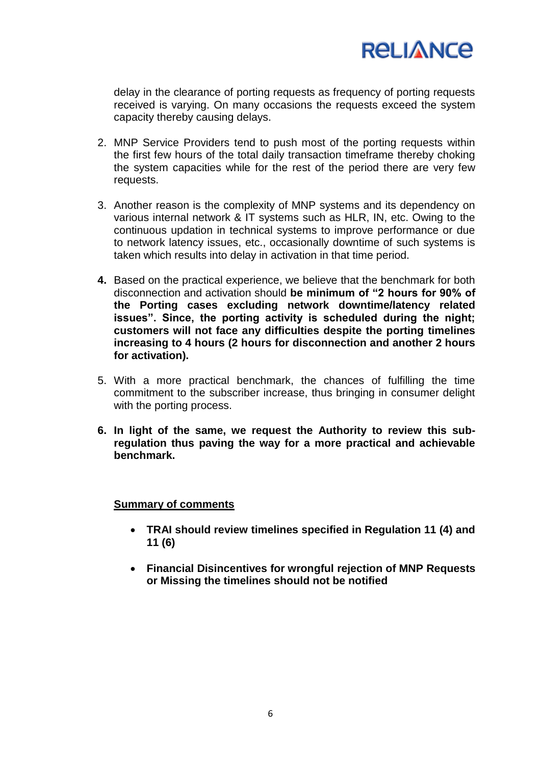delay in the clearance of porting requests as frequency of porting requests received is varying. On many occasions the requests exceed the system capacity thereby causing delays.

2. MNP Service Providers tend to push most of the porting requests within the first few hours of the total daily transaction timeframe thereby choking the system capacities while for the rest of the period there are very few requests.

3. Another reason is the complexity of MNP systems and its dependency on various internal network & IT systems such as HLR, IN, etc. Owing to the continuous updation in technical systems to improve performance or due to network latency issues, etc., occasionally downtime of such systems is taken which results into delay in activation in that time period.

4. Based on the practical experience, we believe that the benchmark for both disconnection and activation should **be minimum of "2 hours for 90% of the Porting cases excluding network downtime/latency related issues". Since, the porting activity is scheduled during the night; customers will not face any difficulties despite the porting timelines increasing to 4 hours (2 hours for disconnection and another 2 hours for activation).**

5. With a more practical benchmark, the chances of fulfilling the time commitment to the subscriber increase, thus bringing in consumer delight with the porting process.

6. **In light of the same, we request the Authority to review this sub-regulation thus paving the way for a more practical and achievable benchmark.**

<u>**Summary of comments**</u>

- **TRAI should review timelines specified in Regulation 11 (4) and 11 (6)**
- **Financial Disincentives for wrongful rejection of MNP Requests or Missing the timelines should not be notified**